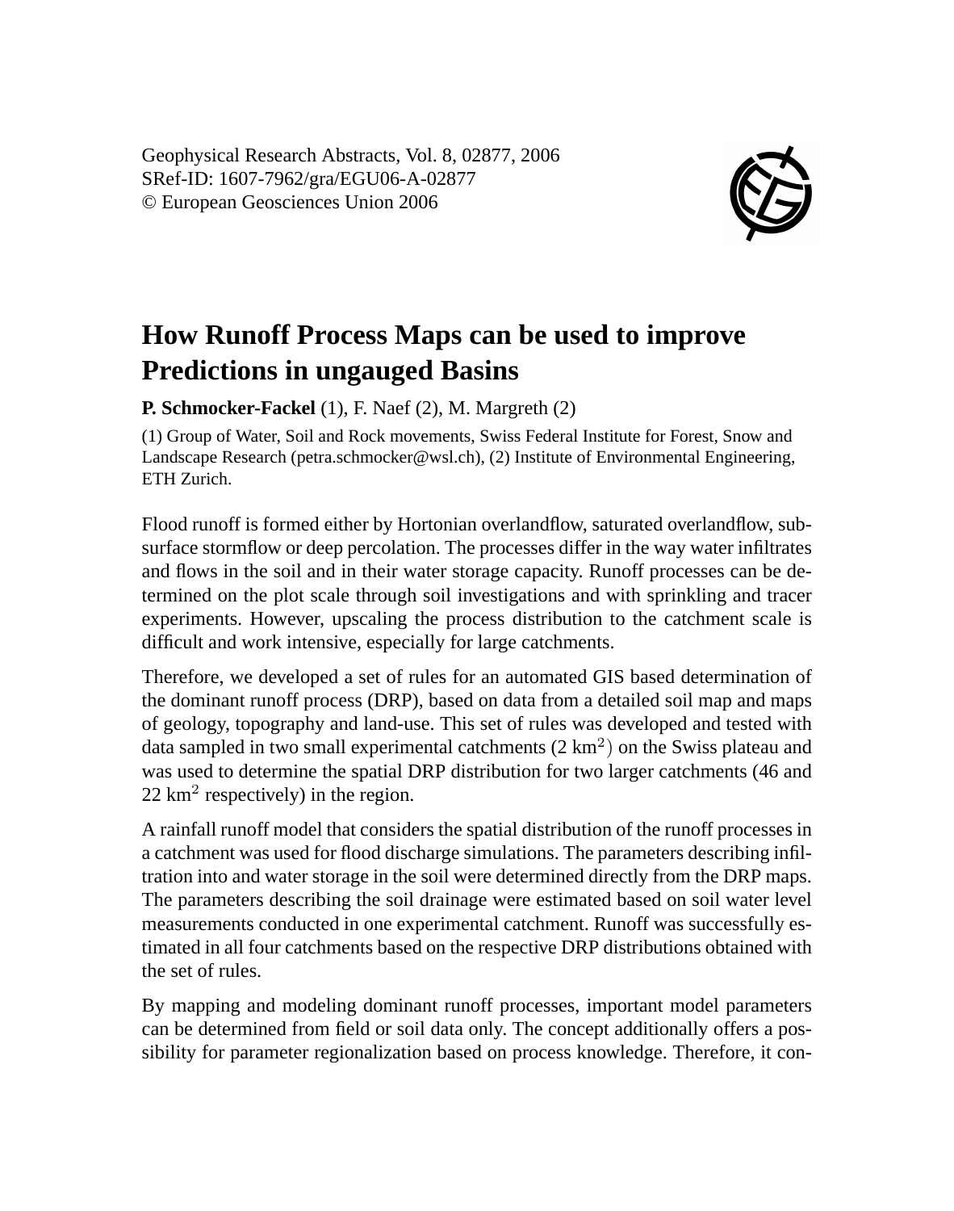Geophysical Research Abstracts, Vol. 8, 02877, 2006
SRef-ID: 1607-7962/gra/EGU06-A-02877
© European Geosciences Union 2006

# How Runoff Process Maps can be used to improve Predictions in ungauged Basins

**P. Schmocker-Fackel** (1), F. Naef (2), M. Margreth (2)

(1) Group of Water, Soil and Rock movements, Swiss Federal Institute for Forest, Snow and Landscape Research (petra.schmocker@wsl.ch), (2) Institute of Environmental Engineering, ETH Zurich.

Flood runoff is formed either by Hortonian overlandflow, saturated overlandflow, subsurface stormflow or deep percolation. The processes differ in the way water infiltrates and flows in the soil and in their water storage capacity. Runoff processes can be determined on the plot scale through soil investigations and with sprinkling and tracer experiments. However, upscaling the process distribution to the catchment scale is difficult and work intensive, especially for large catchments.

Therefore, we developed a set of rules for an automated GIS based determination of the dominant runoff process (DRP), based on data from a detailed soil map and maps of geology, topography and land-use. This set of rules was developed and tested with data sampled in two small experimental catchments (2 $km^2$) on the Swiss plateau and was used to determine the spatial DRP distribution for two larger catchments (46 and 22 $km^2$ respectively) in the region.

A rainfall runoff model that considers the spatial distribution of the runoff processes in a catchment was used for flood discharge simulations. The parameters describing infiltration into and water storage in the soil were determined directly from the DRP maps. The parameters describing the soil drainage were estimated based on soil water level measurements conducted in one experimental catchment. Runoff was successfully estimated in all four catchments based on the respective DRP distributions obtained with the set of rules.

By mapping and modeling dominant runoff processes, important model parameters can be determined from field or soil data only. The concept additionally offers a possibility for parameter regionalization based on process knowledge. Therefore, it con-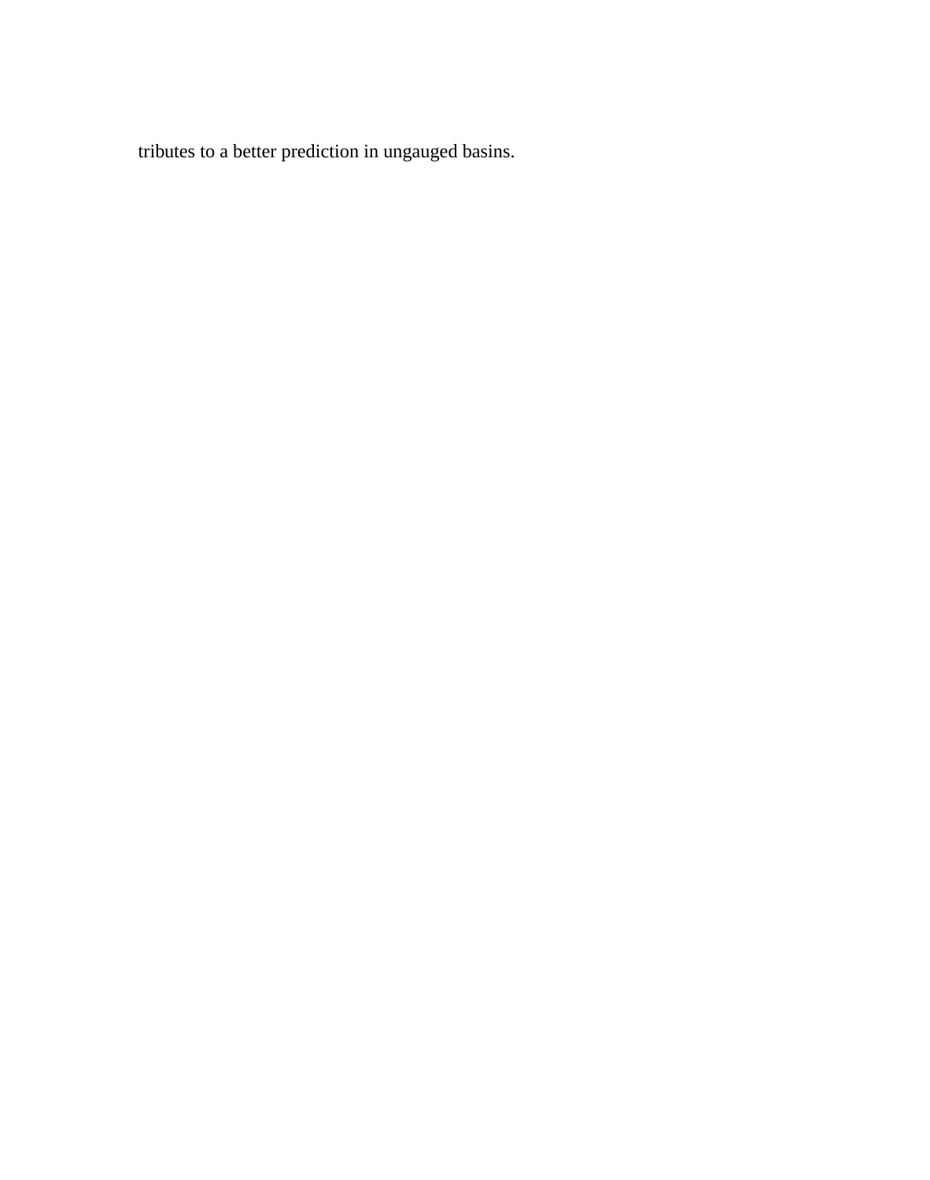tributes to a better prediction in ungauged basins.